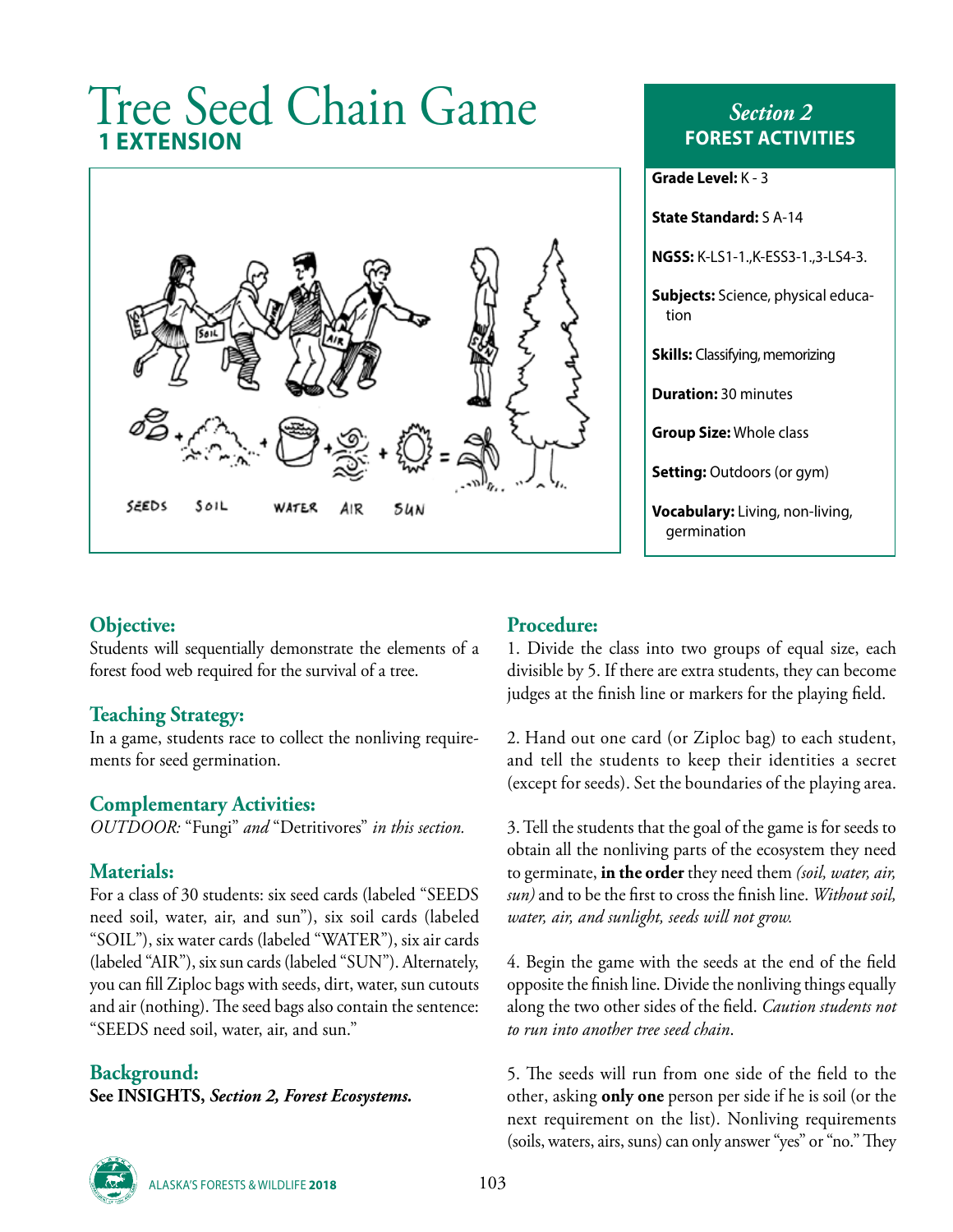# Tree Seed Chain Game

## 1 EXTENSION

*Section 2*
**FOREST ACTIVITIES**

**Grade Level:** K - 3

**State Standard:** S A-14

**NGSS:** K-LS1-1.,K-ESS3-1.,3-LS4-3.

**Subjects:** Science, physical education

**Skills:** Classifying, memorizing

**Duration:** 30 minutes

**Group Size:** Whole class

**Setting:** Outdoors (or gym)

**Vocabulary:** Living, non-living, germination

### Objective:

Students will sequentially demonstrate the elements of a forest food web required for the survival of a tree.

### Teaching Strategy:

In a game, students race to collect the nonliving requirements for seed germination.

### Complementary Activities:

*OUTDOOR:* "Fungi" *and* "Detritivores" *in this section.*

### Materials:

For a class of 30 students: six seed cards (labeled "SEEDS need soil, water, air, and sun"), six soil cards (labeled "SOIL"), six water cards (labeled "WATER"), six air cards (labeled "AIR"), six sun cards (labeled "SUN"). Alternately, you can fill Ziploc bags with seeds, dirt, water, sun cutouts and air (nothing). The seed bags also contain the sentence: "SEEDS need soil, water, air, and sun."

### Background:

**See INSIGHTS, *Section 2, Forest Ecosystems.***

### Procedure:

1. Divide the class into two groups of equal size, each divisible by 5. If there are extra students, they can become judges at the finish line or markers for the playing field.

2. Hand out one card (or Ziploc bag) to each student, and tell the students to keep their identities a secret (except for seeds). Set the boundaries of the playing area.

3. Tell the students that the goal of the game is for seeds to obtain all the nonliving parts of the ecosystem they need to germinate, **in the order** they need them *(soil, water, air, sun)* and to be the first to cross the finish line. *Without soil, water, air, and sunlight, seeds will not grow.*

4. Begin the game with the seeds at the end of the field opposite the finish line. Divide the nonliving things equally along the two other sides of the field. *Caution students not to run into another tree seed chain*.

5. The seeds will run from one side of the field to the other, asking **only one** person per side if he is soil (or the next requirement on the list). Nonliving requirements (soils, waters, airs, suns) can only answer "yes" or "no." They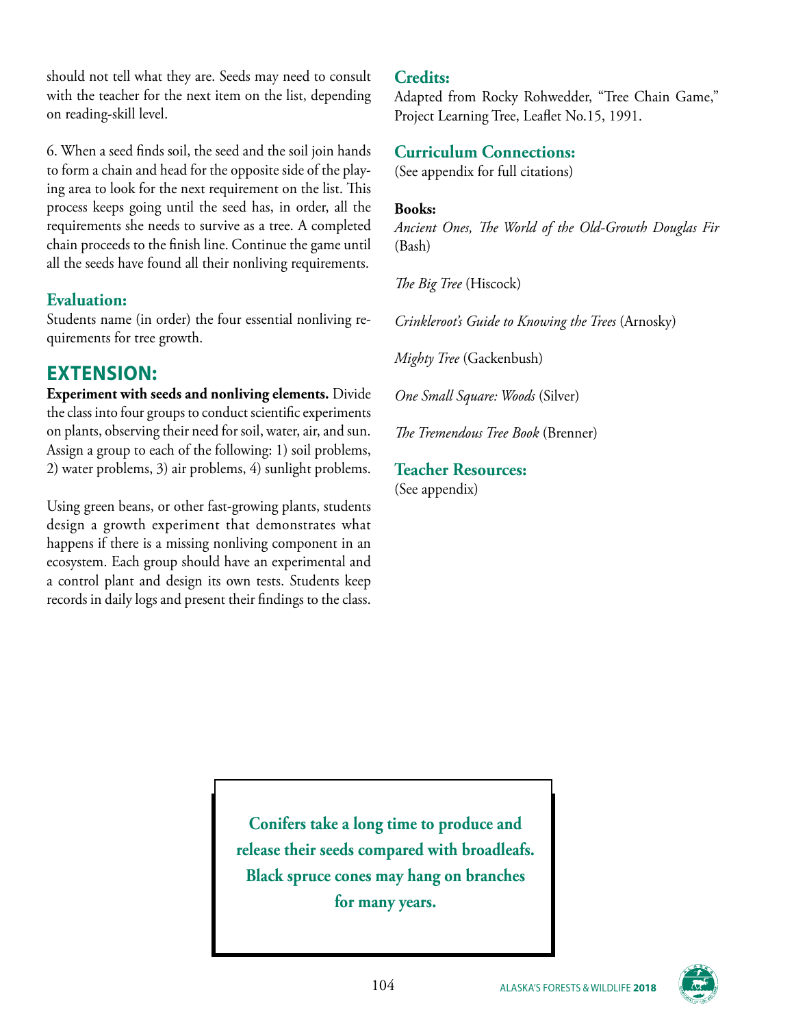should not tell what they are. Seeds may need to consult with the teacher for the next item on the list, depending on reading-skill level.

6. When a seed finds soil, the seed and the soil join hands to form a chain and head for the opposite side of the playing area to look for the next requirement on the list. This process keeps going until the seed has, in order, all the requirements she needs to survive as a tree. A completed chain proceeds to the finish line. Continue the game until all the seeds have found all their nonliving requirements.

### Evaluation:

Students name (in order) the four essential nonliving requirements for tree growth.

## EXTENSION:

**Experiment with seeds and nonliving elements.** Divide the class into four groups to conduct scientific experiments on plants, observing their need for soil, water, air, and sun. Assign a group to each of the following: 1) soil problems, 2) water problems, 3) air problems, 4) sunlight problems.

Using green beans, or other fast-growing plants, students design a growth experiment that demonstrates what happens if there is a missing nonliving component in an ecosystem. Each group should have an experimental and a control plant and design its own tests. Students keep records in daily logs and present their findings to the class.

### Credits:

Adapted from Rocky Rohwedder, "Tree Chain Game," Project Learning Tree, Leaflet No.15, 1991.

### Curriculum Connections:

(See appendix for full citations)

**Books:**

*Ancient Ones, The World of the Old-Growth Douglas Fir* (Bash)

*The Big Tree* (Hiscock)

*Crinkleroot's Guide to Knowing the Trees* (Arnosky)

*Mighty Tree* (Gackenbush)

*One Small Square: Woods* (Silver)

*The Tremendous Tree Book* (Brenner)

### Teacher Resources:

(See appendix)

**Conifers take a long time to produce and release their seeds compared with broadleafs. Black spruce cones may hang on branches for many years.**